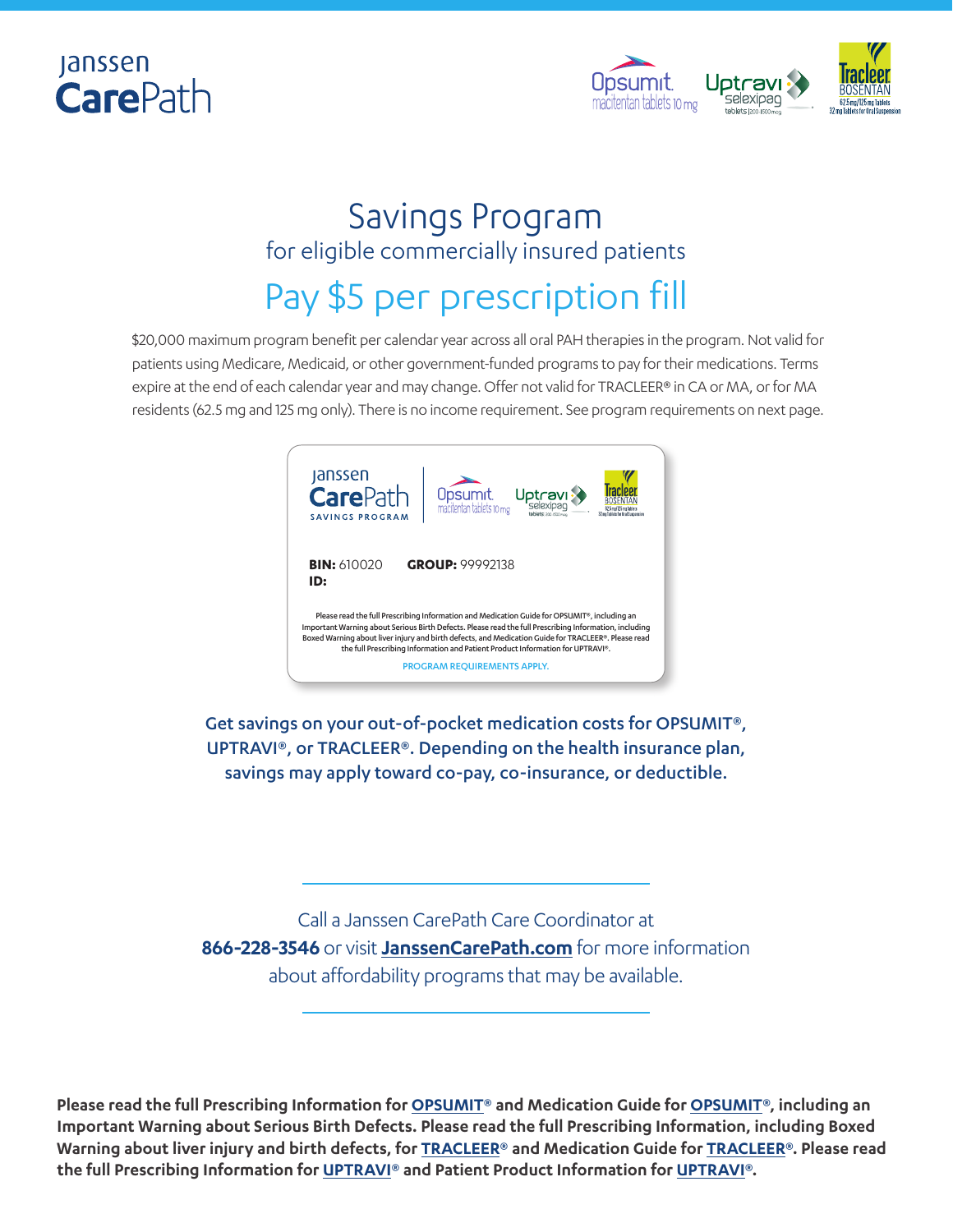Janssen **CarePath**

Opsumit® macitentan tablets 10 mg | Uptravi® selexipag tablets | 200 1600 mcg | Tracleer® BOSENTAN 62.5 mg/125 mg Tablets 32 mg Tablets for Oral Suspension

# Savings Program

## for eligible commercially insured patients

## Pay $5 per prescription fill

$20,000 maximum program benefit per calendar year across all oral PAH therapies in the program. Not valid for patients using Medicare, Medicaid, or other government-funded programs to pay for their medications. Terms expire at the end of each calendar year and may change. Offer not valid for TRACLEER® in CA or MA, or for MA residents (62.5 mg and 125 mg only). There is no income requirement. See program requirements on next page.

Janssen **CarePath** SAVINGS PROGRAM

**BIN:** 610020 **GROUP:** 99992138
**ID:**

Please read the full Prescribing Information and Medication Guide for OPSUMIT®, including an Important Warning about Serious Birth Defects. Please read the full Prescribing Information, including Boxed Warning about liver injury and birth defects, and Medication Guide for TRACLEER®. Please read the full Prescribing Information and Patient Product Information for UPTRAVI®.

PROGRAM REQUIREMENTS APPLY.

**Get savings on your out-of-pocket medication costs for OPSUMIT®, UPTRAVI®, or TRACLEER®. Depending on the health insurance plan, savings may apply toward co-pay, co-insurance, or deductible.**

---

Call a Janssen CarePath Care Coordinator at **866-228-3546** or visit **JanssenCarePath.com** for more information about affordability programs that may be available.

---

**Please read the full Prescribing Information for OPSUMIT® and Medication Guide for OPSUMIT®, including an Important Warning about Serious Birth Defects. Please read the full Prescribing Information, including Boxed Warning about liver injury and birth defects, for TRACLEER® and Medication Guide for TRACLEER®. Please read the full Prescribing Information for UPTRAVI® and Patient Product Information for UPTRAVI®.**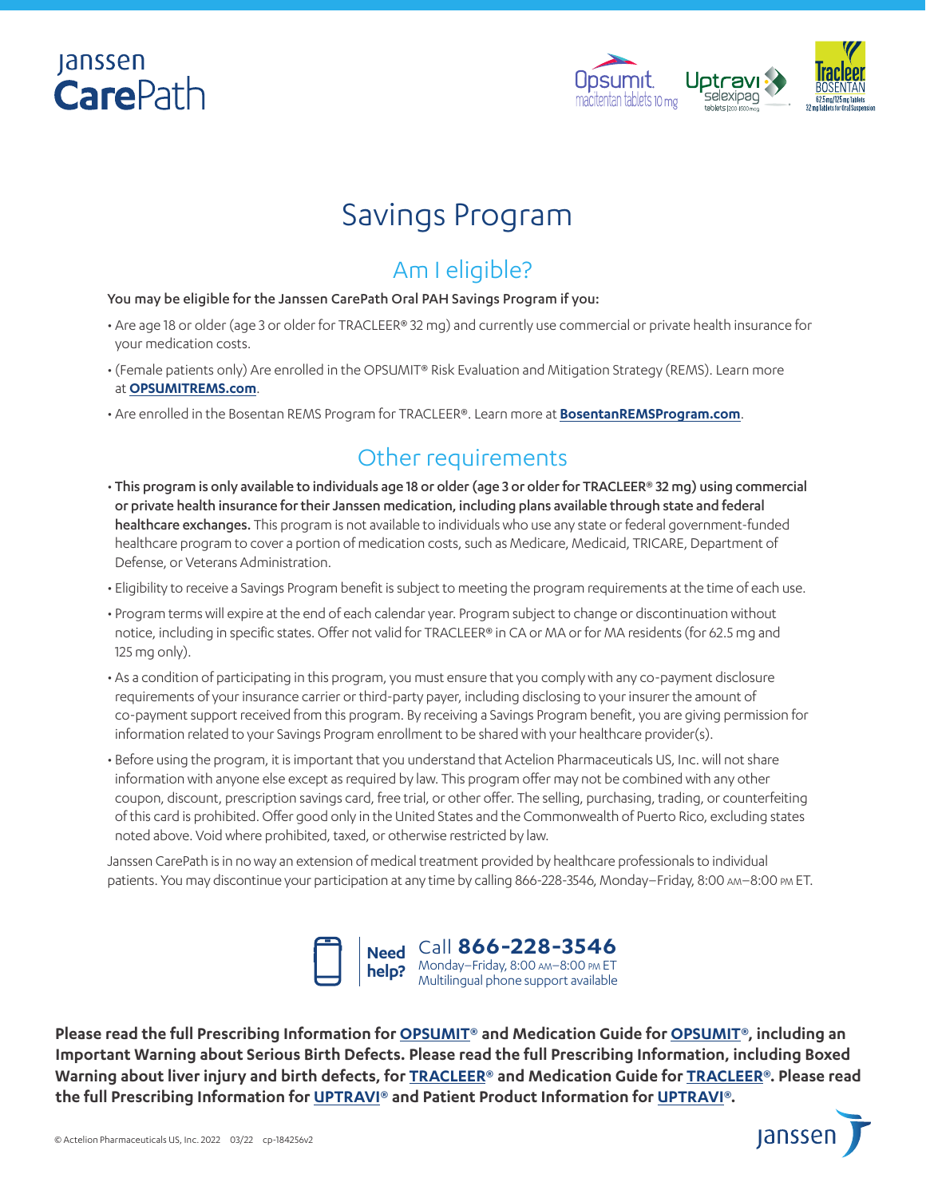Janssen **Care**Path

Opsumit® macitentan tablets 10 mg | Uptravi® selexipag tablets | Tracleer® BOSENTAN 62.5 mg/125 mg Tablets 32 mg Tablets for Oral Suspension

# Savings Program

## Am I eligible?

**You may be eligible for the Janssen CarePath Oral PAH Savings Program if you:**

- Are age 18 or older (age 3 or older for TRACLEER® 32 mg) and currently use commercial or private health insurance for your medication costs.
- (Female patients only) Are enrolled in the OPSUMIT® Risk Evaluation and Mitigation Strategy (REMS). Learn more at **OPSUMITREMS.com**.
- Are enrolled in the Bosentan REMS Program for TRACLEER®. Learn more at **BosentanREMSProgram.com**.

## Other requirements

- **This program is only available to individuals age 18 or older (age 3 or older for TRACLEER® 32 mg) using commercial or private health insurance for their Janssen medication, including plans available through state and federal healthcare exchanges.** This program is not available to individuals who use any state or federal government-funded healthcare program to cover a portion of medication costs, such as Medicare, Medicaid, TRICARE, Department of Defense, or Veterans Administration.
- Eligibility to receive a Savings Program benefit is subject to meeting the program requirements at the time of each use.
- Program terms will expire at the end of each calendar year. Program subject to change or discontinuation without notice, including in specific states. Offer not valid for TRACLEER® in CA or MA or for MA residents (for 62.5 mg and 125 mg only).
- As a condition of participating in this program, you must ensure that you comply with any co-payment disclosure requirements of your insurance carrier or third-party payer, including disclosing to your insurer the amount of co-payment support received from this program. By receiving a Savings Program benefit, you are giving permission for information related to your Savings Program enrollment to be shared with your healthcare provider(s).
- Before using the program, it is important that you understand that Actelion Pharmaceuticals US, Inc. will not share information with anyone else except as required by law. This program offer may not be combined with any other coupon, discount, prescription savings card, free trial, or other offer. The selling, purchasing, trading, or counterfeiting of this card is prohibited. Offer good only in the United States and the Commonwealth of Puerto Rico, excluding states noted above. Void where prohibited, taxed, or otherwise restricted by law.

Janssen CarePath is in no way an extension of medical treatment provided by healthcare professionals to individual patients. You may discontinue your participation at any time by calling 866-228-3546, Monday–Friday, 8:00 AM–8:00 PM ET.

**Need help?** Call **866-228-3546**
Monday–Friday, 8:00 AM–8:00 PM ET
Multilingual phone support available

**Please read the full Prescribing Information for OPSUMIT® and Medication Guide for OPSUMIT®, including an Important Warning about Serious Birth Defects. Please read the full Prescribing Information, including Boxed Warning about liver injury and birth defects, for TRACLEER® and Medication Guide for TRACLEER®. Please read the full Prescribing Information for UPTRAVI® and Patient Product Information for UPTRAVI®.**

© Actelion Pharmaceuticals US, Inc. 2022 03/22 cp-184256v2

Janssen